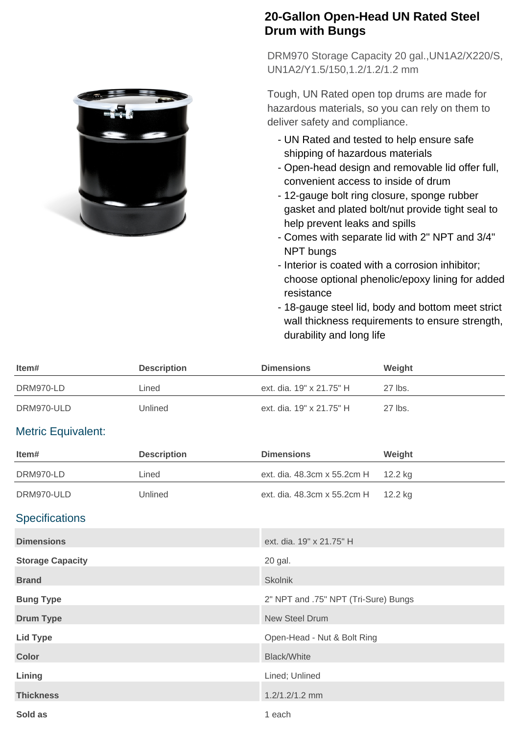# 20-Gallon Open-Head UN Rated Steel Drum with Bungs

DRM970 Storage Capacity 20 gal.,UN1A2/X220/S, UN1A2/Y1.5/150,1.2/1.2/1.2 mm

Tough, UN Rated open top drums are made for hazardous materials, so you can rely on them to deliver safety and compliance.

- UN Rated and tested to help ensure safe shipping of hazardous materials
- Open-head design and removable lid offer full, convenient access to inside of drum
- 12-gauge bolt ring closure, sponge rubber gasket and plated bolt/nut provide tight seal to help prevent leaks and spills
- Comes with separate lid with 2" NPT and 3/4" NPT bungs
- Interior is coated with a corrosion inhibitor; choose optional phenolic/epoxy lining for added resistance
- 18-gauge steel lid, body and bottom meet strict wall thickness requirements to ensure strength, durability and long life

| Item# | Description | Dimensions | Weight |
|---|---|---|---|
| DRM970-LD | Lined | ext. dia. 19" x 21.75" H | 27 lbs. |
| DRM970-ULD | Unlined | ext. dia. 19" x 21.75" H | 27 lbs. |

## Metric Equivalent:

| Item# | Description | Dimensions | Weight |
|---|---|---|---|
| DRM970-LD | Lined | ext. dia. 48.3cm x 55.2cm H | 12.2 kg |
| DRM970-ULD | Unlined | ext. dia. 48.3cm x 55.2cm H | 12.2 kg |

## Specifications

| | |
|---|---|
| **Dimensions** | ext. dia. 19" x 21.75" H |
| **Storage Capacity** | 20 gal. |
| **Brand** | Skolnik |
| **Bung Type** | 2" NPT and .75" NPT (Tri-Sure) Bungs |
| **Drum Type** | New Steel Drum |
| **Lid Type** | Open-Head - Nut & Bolt Ring |
| **Color** | Black/White |
| **Lining** | Lined; Unlined |
| **Thickness** | 1.2/1.2/1.2 mm |
| **Sold as** | 1 each |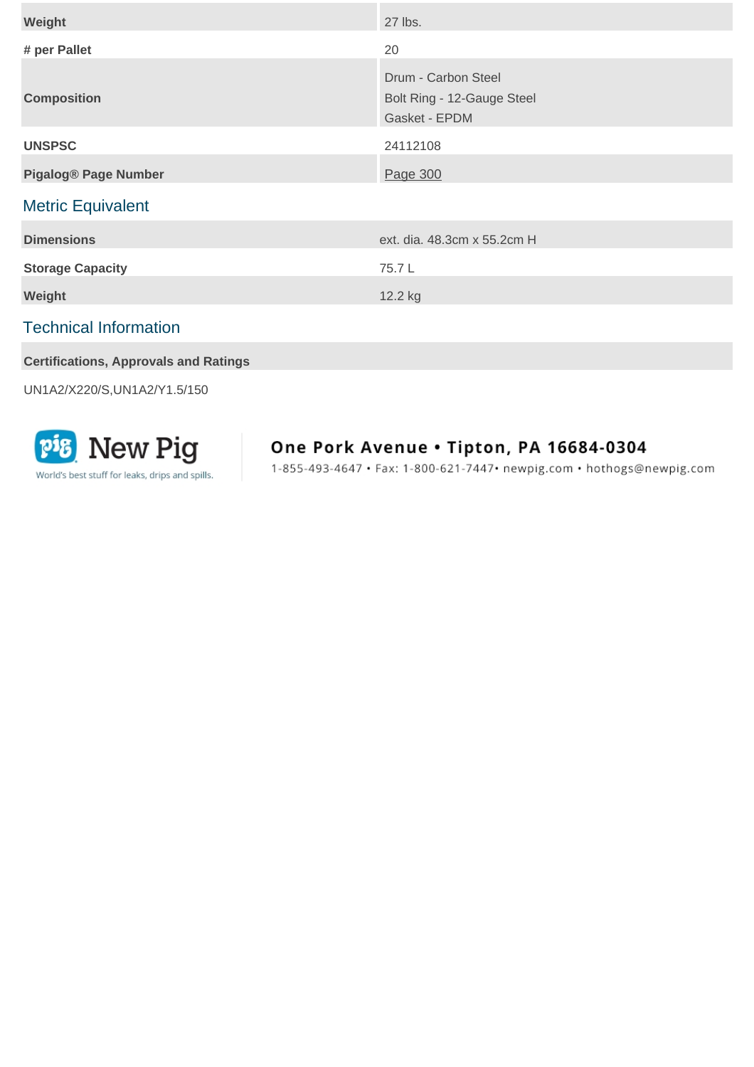| | |
|---|---|
| **Weight** | 27 lbs. |
| **# per Pallet** | 20 |
| **Composition** | Drum - Carbon Steel<br>Bolt Ring - 12-Gauge Steel<br>Gasket - EPDM |
| **UNSPSC** | 24112108 |
| **Pigalog® Page Number** | Page 300 |

## Metric Equivalent

| | |
|---|---|
| **Dimensions** | ext. dia. 48.3cm x 55.2cm H |
| **Storage Capacity** | 75.7 L |
| **Weight** | 12.2 kg |

## Technical Information

**Certifications, Approvals and Ratings**

UN1A2/X220/S,UN1A2/Y1.5/150

New Pig
World's best stuff for leaks, drips and spills.

**One Pork Avenue • Tipton, PA 16684-0304**
1-855-493-4647 • Fax: 1-800-621-7447• newpig.com • hothogs@newpig.com